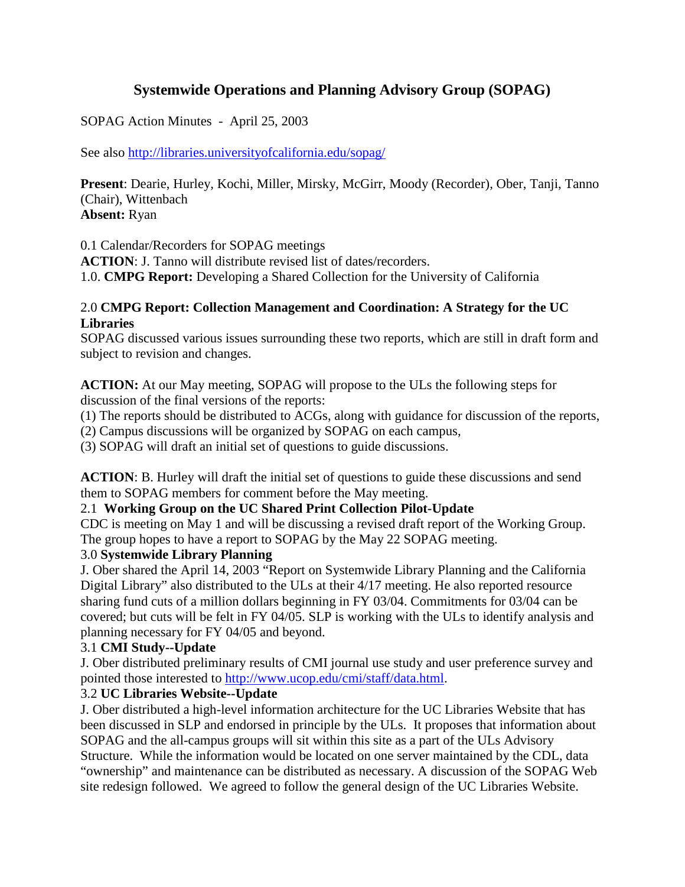# Systemwide Operations and Planning Advisory Group (SOPAG)

SOPAG Action Minutes - April 25, 2003

See also http://libraries.universityofcalifornia.edu/sopag/

**Present**: Dearie, Hurley, Kochi, Miller, Mirsky, McGirr, Moody (Recorder), Ober, Tanji, Tanno (Chair), Wittenbach
**Absent:** Ryan

0.1 Calendar/Recorders for SOPAG meetings
**ACTION**: J. Tanno will distribute revised list of dates/recorders.
1.0. **CMPG Report:** Developing a Shared Collection for the University of California

2.0 **CMPG Report: Collection Management and Coordination: A Strategy for the UC Libraries**
SOPAG discussed various issues surrounding these two reports, which are still in draft form and subject to revision and changes.

**ACTION:** At our May meeting, SOPAG will propose to the ULs the following steps for discussion of the final versions of the reports:
(1) The reports should be distributed to ACGs, along with guidance for discussion of the reports,
(2) Campus discussions will be organized by SOPAG on each campus,
(3) SOPAG will draft an initial set of questions to guide discussions.

**ACTION**: B. Hurley will draft the initial set of questions to guide these discussions and send them to SOPAG members for comment before the May meeting.

2.1 **Working Group on the UC Shared Print Collection Pilot-Update**
CDC is meeting on May 1 and will be discussing a revised draft report of the Working Group. The group hopes to have a report to SOPAG by the May 22 SOPAG meeting.

3.0 **Systemwide Library Planning**
J. Ober shared the April 14, 2003 "Report on Systemwide Library Planning and the California Digital Library" also distributed to the ULs at their 4/17 meeting. He also reported resource sharing fund cuts of a million dollars beginning in FY 03/04. Commitments for 03/04 can be covered; but cuts will be felt in FY 04/05. SLP is working with the ULs to identify analysis and planning necessary for FY 04/05 and beyond.

3.1 **CMI Study--Update**
J. Ober distributed preliminary results of CMI journal use study and user preference survey and pointed those interested to http://www.ucop.edu/cmi/staff/data.html.

3.2 **UC Libraries Website--Update**
J. Ober distributed a high-level information architecture for the UC Libraries Website that has been discussed in SLP and endorsed in principle by the ULs. It proposes that information about SOPAG and the all-campus groups will sit within this site as a part of the ULs Advisory Structure. While the information would be located on one server maintained by the CDL, data "ownership" and maintenance can be distributed as necessary. A discussion of the SOPAG Web site redesign followed. We agreed to follow the general design of the UC Libraries Website.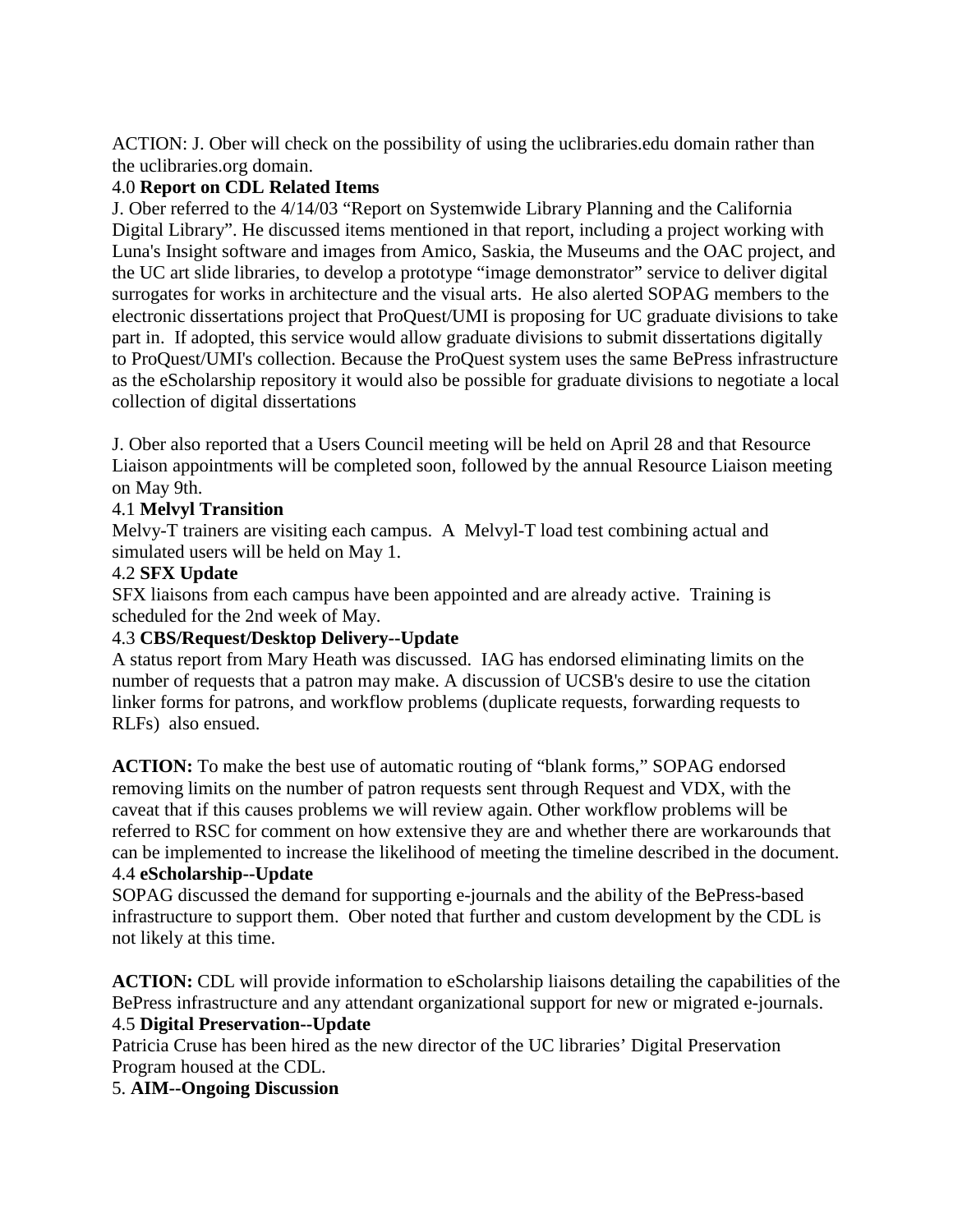ACTION: J. Ober will check on the possibility of using the uclibraries.edu domain rather than the uclibraries.org domain.

4.0 **Report on CDL Related Items**

J. Ober referred to the 4/14/03 "Report on Systemwide Library Planning and the California Digital Library". He discussed items mentioned in that report, including a project working with Luna's Insight software and images from Amico, Saskia, the Museums and the OAC project, and the UC art slide libraries, to develop a prototype "image demonstrator" service to deliver digital surrogates for works in architecture and the visual arts. He also alerted SOPAG members to the electronic dissertations project that ProQuest/UMI is proposing for UC graduate divisions to take part in. If adopted, this service would allow graduate divisions to submit dissertations digitally to ProQuest/UMI's collection. Because the ProQuest system uses the same BePress infrastructure as the eScholarship repository it would also be possible for graduate divisions to negotiate a local collection of digital dissertations

J. Ober also reported that a Users Council meeting will be held on April 28 and that Resource Liaison appointments will be completed soon, followed by the annual Resource Liaison meeting on May 9th.

4.1 **Melvyl Transition**

Melvy-T trainers are visiting each campus. A Melvyl-T load test combining actual and simulated users will be held on May 1.

4.2 **SFX Update**

SFX liaisons from each campus have been appointed and are already active. Training is scheduled for the 2nd week of May.

4.3 **CBS/Request/Desktop Delivery--Update**

A status report from Mary Heath was discussed. IAG has endorsed eliminating limits on the number of requests that a patron may make. A discussion of UCSB's desire to use the citation linker forms for patrons, and workflow problems (duplicate requests, forwarding requests to RLFs) also ensued.

**ACTION:** To make the best use of automatic routing of "blank forms," SOPAG endorsed removing limits on the number of patron requests sent through Request and VDX, with the caveat that if this causes problems we will review again. Other workflow problems will be referred to RSC for comment on how extensive they are and whether there are workarounds that can be implemented to increase the likelihood of meeting the timeline described in the document.

4.4 **eScholarship--Update**

SOPAG discussed the demand for supporting e-journals and the ability of the BePress-based infrastructure to support them. Ober noted that further and custom development by the CDL is not likely at this time.

**ACTION:** CDL will provide information to eScholarship liaisons detailing the capabilities of the BePress infrastructure and any attendant organizational support for new or migrated e-journals.

4.5 **Digital Preservation--Update**

Patricia Cruse has been hired as the new director of the UC libraries' Digital Preservation Program housed at the CDL.

5. **AIM--Ongoing Discussion**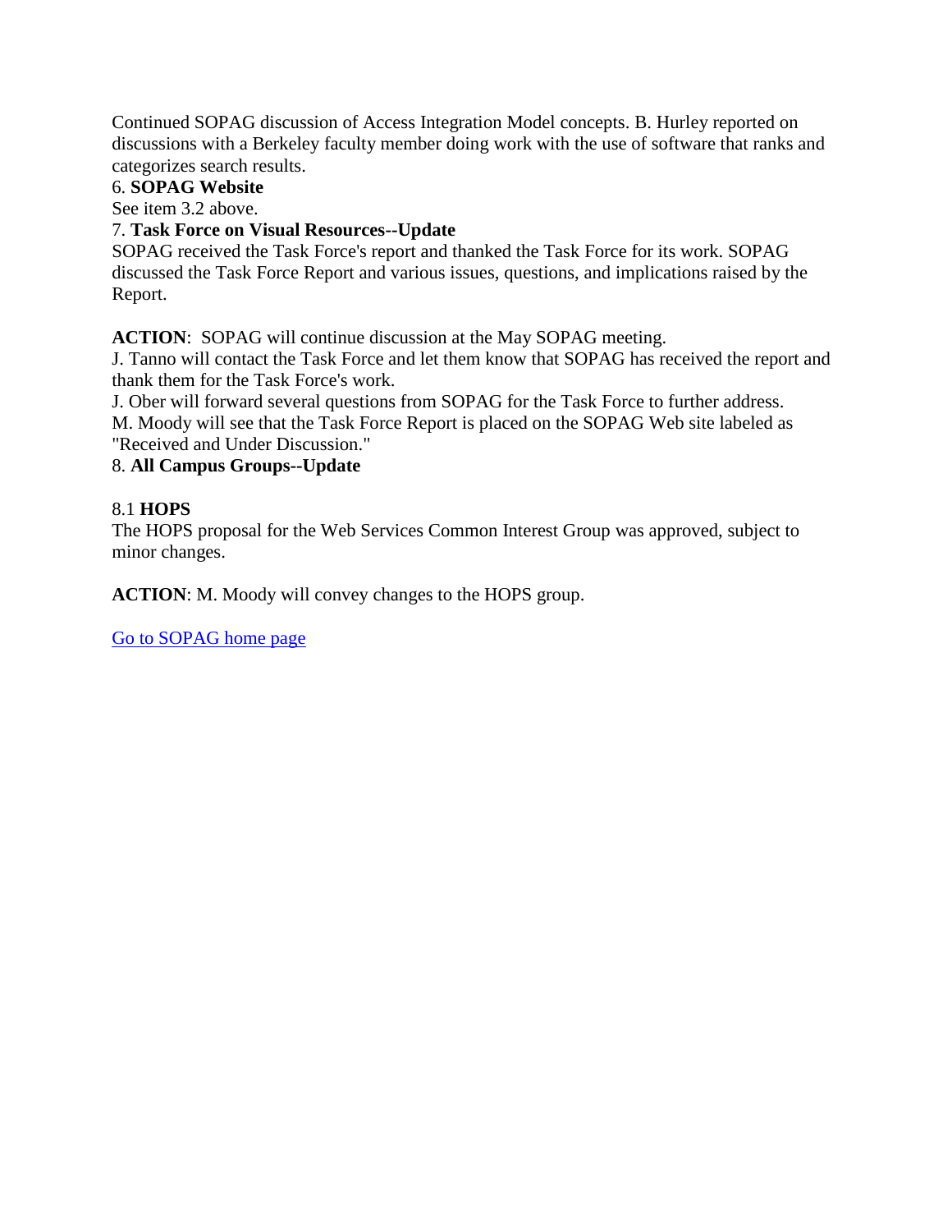Continued SOPAG discussion of Access Integration Model concepts. B. Hurley reported on discussions with a Berkeley faculty member doing work with the use of software that ranks and categorizes search results.

6. **SOPAG Website**

See item 3.2 above.

7. **Task Force on Visual Resources--Update**

SOPAG received the Task Force's report and thanked the Task Force for its work. SOPAG discussed the Task Force Report and various issues, questions, and implications raised by the Report.

**ACTION**: SOPAG will continue discussion at the May SOPAG meeting.
J. Tanno will contact the Task Force and let them know that SOPAG has received the report and thank them for the Task Force's work.
J. Ober will forward several questions from SOPAG for the Task Force to further address.
M. Moody will see that the Task Force Report is placed on the SOPAG Web site labeled as "Received and Under Discussion."

8. **All Campus Groups--Update**

8.1 **HOPS**

The HOPS proposal for the Web Services Common Interest Group was approved, subject to minor changes.

**ACTION**: M. Moody will convey changes to the HOPS group.

Go to SOPAG home page